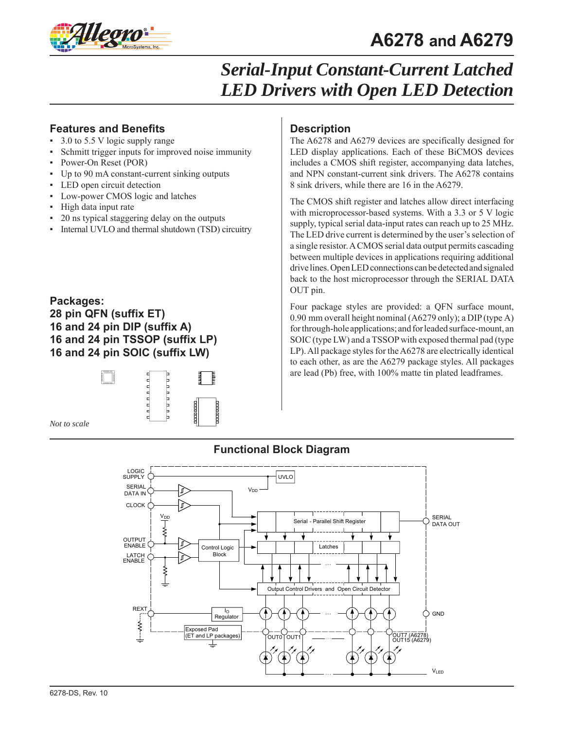# A6278 and A6279

## *Serial-Input Constant-Current Latched LED Drivers with Open LED Detection*

### Features and Benefits

- 3.0 to 5.5 V logic supply range
- Schmitt trigger inputs for improved noise immunity
- Power-On Reset (POR)
- Up to 90 mA constant-current sinking outputs
- LED open circuit detection
- Low-power CMOS logic and latches
- High data input rate
- 20 ns typical staggering delay on the outputs
- Internal UVLO and thermal shutdown (TSD) circuitry

### Packages:

**28 pin QFN (suffix ET)**
**16 and 24 pin DIP (suffix A)**
**16 and 24 pin TSSOP (suffix LP)**
**16 and 24 pin SOIC (suffix LW)**

*Not to scale*

### Description

The A6278 and A6279 devices are specifically designed for LED display applications. Each of these BiCMOS devices includes a CMOS shift register, accompanying data latches, and NPN constant-current sink drivers. The A6278 contains 8 sink drivers, while there are 16 in the A6279.

The CMOS shift register and latches allow direct interfacing with microprocessor-based systems. With a 3.3 or 5 V logic supply, typical serial data-input rates can reach up to 25 MHz. The LED drive current is determined by the user's selection of a single resistor. A CMOS serial data output permits cascading between multiple devices in applications requiring additional drive lines. Open LED connections can be detected and signaled back to the host microprocessor through the SERIAL DATA OUT pin.

Four package styles are provided: a QFN surface mount, 0.90 mm overall height nominal (A6279 only); a DIP (type A) for through-hole applications; and for leaded surface-mount, an SOIC (type LW) and a TSSOP with exposed thermal pad (type LP). All package styles for the A6278 are electrically identical to each other, as are the A6279 package styles. All packages are lead (Pb) free, with 100% matte tin plated leadframes.

### Functional Block Diagram

6278-DS, Rev. 10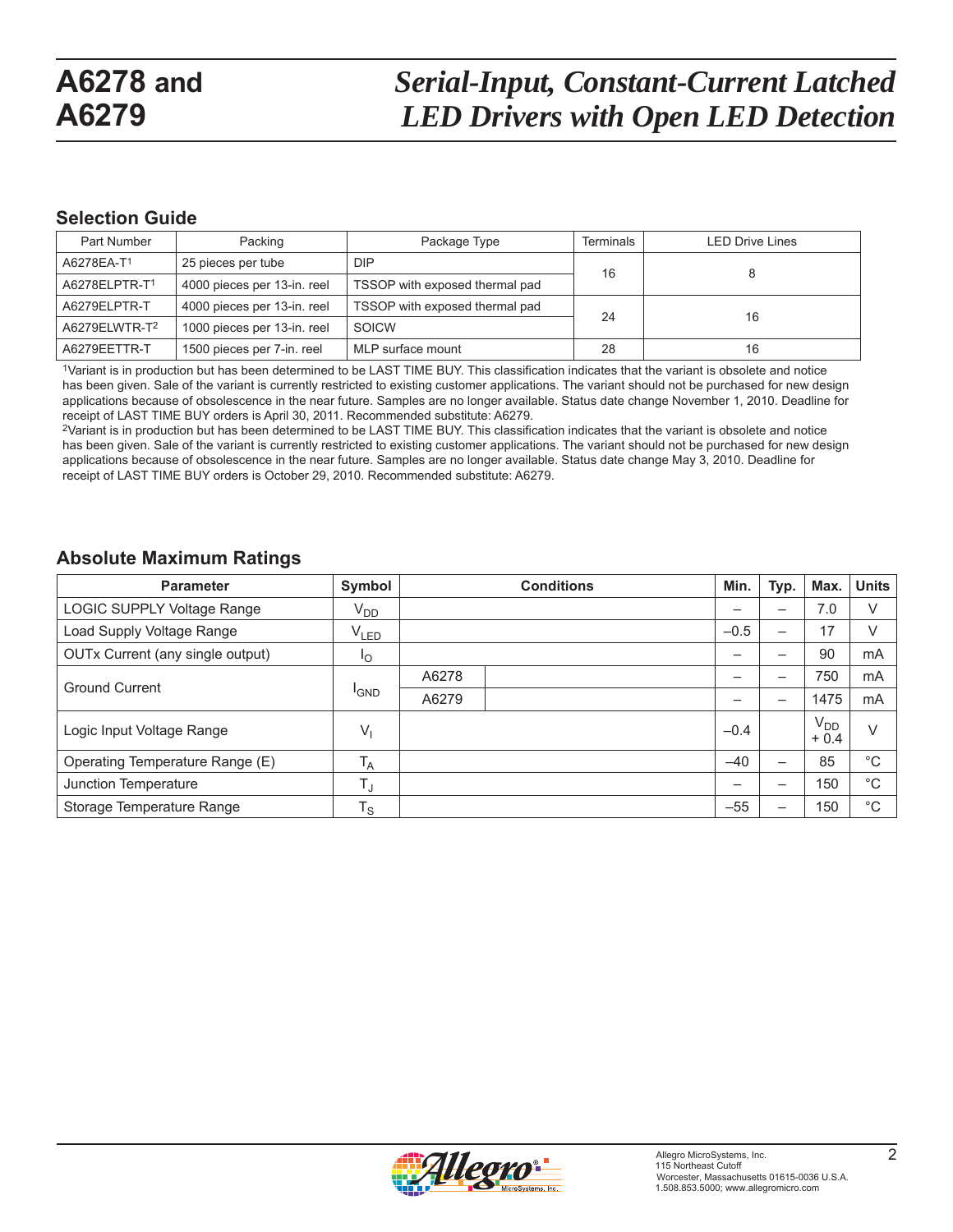## Selection Guide

| Part Number | Packing | Package Type | Terminals | LED Drive Lines |
|---|---|---|---|---|
| A6278EA-T[1] | 25 pieces per tube | DIP | 16 | 8 |
| A6278ELPTR-T[1] | 4000 pieces per 13-in. reel | TSSOP with exposed thermal pad | | |
| A6279ELPTR-T | 4000 pieces per 13-in. reel | TSSOP with exposed thermal pad | 24 | 16 |
| A6279ELWTR-T[2] | 1000 pieces per 13-in. reel | SOICW | | |
| A6279EETTR-T | 1500 pieces per 7-in. reel | MLP surface mount | 28 | 16 |

[1]Variant is in production but has been determined to be LAST TIME BUY. This classification indicates that the variant is obsolete and notice has been given. Sale of the variant is currently restricted to existing customer applications. The variant should not be purchased for new design applications because of obsolescence in the near future. Samples are no longer available. Status date change November 1, 2010. Deadline for receipt of LAST TIME BUY orders is April 30, 2011. Recommended substitute: A6279.

[2]Variant is in production but has been determined to be LAST TIME BUY. This classification indicates that the variant is obsolete and notice has been given. Sale of the variant is currently restricted to existing customer applications. The variant should not be purchased for new design applications because of obsolescence in the near future. Samples are no longer available. Status date change May 3, 2010. Deadline for receipt of LAST TIME BUY orders is October 29, 2010. Recommended substitute: A6279.

## Absolute Maximum Ratings

| Parameter | Symbol | Conditions | | Min. | Typ. | Max. | Units |
|---|---|---|---|---|---|---|---|
| LOGIC SUPPLY Voltage Range | $V_{DD}$ | | | – | – | 7.0 | V |
| Load Supply Voltage Range | $V_{LED}$ | | | –0.5 | – | 17 | V |
| OUTx Current (any single output) | $I_O$ | | | – | – | 90 | mA |
| Ground Current | $I_{GND}$ | A6278 | | – | – | 750 | mA |
| | | A6279 | | – | – | 1475 | mA |
| Logic Input Voltage Range | $V_I$ | | | –0.4 | | $V_{DD}$ + 0.4 | V |
| Operating Temperature Range (E) | $T_A$ | | | –40 | – | 85 | °C |
| Junction Temperature | $T_J$ | | | – | – | 150 | °C |
| Storage Temperature Range | $T_S$ | | | –55 | – | 150 | °C |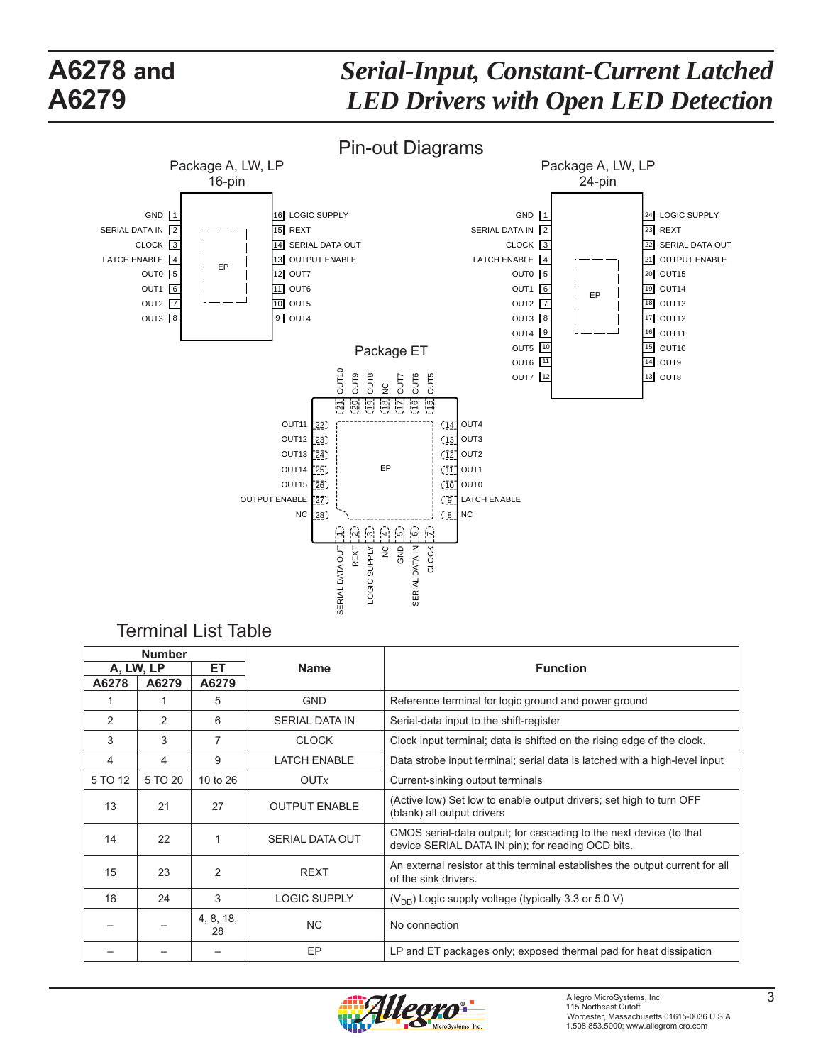## Pin-out Diagrams

### Package A, LW, LP 16-pin

| Pin | Name | Pin | Name |
|---|---|---|---|
| 1 | GND | 16 | LOGIC SUPPLY |
| 2 | SERIAL DATA IN | 15 | REXT |
| 3 | CLOCK | 14 | SERIAL DATA OUT |
| 4 | LATCH ENABLE | 13 | OUTPUT ENABLE |
| 5 | OUT0 | 12 | OUT7 |
| 6 | OUT1 | 11 | OUT6 |
| 7 | OUT2 | 10 | OUT5 |
| 8 | OUT3 | 9 | OUT4 |

EP

### Package A, LW, LP 24-pin

| Pin | Name | Pin | Name |
|---|---|---|---|
| 1 | GND | 24 | LOGIC SUPPLY |
| 2 | SERIAL DATA IN | 23 | REXT |
| 3 | CLOCK | 22 | SERIAL DATA OUT |
| 4 | LATCH ENABLE | 21 | OUTPUT ENABLE |
| 5 | OUT0 | 20 | OUT15 |
| 6 | OUT1 | 19 | OUT14 |
| 7 | OUT2 | 18 | OUT13 |
| 8 | OUT3 | 17 | OUT12 |
| 9 | OUT4 | 16 | OUT11 |
| 10 | OUT5 | 15 | OUT10 |
| 11 | OUT6 | 14 | OUT9 |
| 12 | OUT7 | 13 | OUT8 |

EP

### Package ET

| Pin | Name | Pin | Name |
|---|---|---|---|
| 1 | SERIAL DATA OUT | 15 | OUT5 |
| 2 | REXT | 16 | OUT6 |
| 3 | LOGIC SUPPLY | 17 | OUT7 |
| 4 | NC | 18 | NC |
| 5 | GND | 19 | OUT8 |
| 6 | SERIAL DATA IN | 20 | OUT9 |
| 7 | CLOCK | 21 | OUT10 |
| 8 | NC | 22 | OUT11 |
| 9 | LATCH ENABLE | 23 | OUT12 |
| 10 | OUT0 | 24 | OUT13 |
| 11 | OUT1 | 25 | OUT14 |
| 12 | OUT2 | 26 | OUT15 |
| 13 | OUT3 | 27 | OUTPUT ENABLE |
| 14 | OUT4 | 28 | NC |

EP

## Terminal List Table

| Number | | | Name | Function |
|---|---|---|---|---|
| A, LW, LP | | ET | | |
| A6278 | A6279 | A6279 | | |
| 1 | 1 | 5 | GND | Reference terminal for logic ground and power ground |
| 2 | 2 | 6 | SERIAL DATA IN | Serial-data input to the shift-register |
| 3 | 3 | 7 | CLOCK | Clock input terminal; data is shifted on the rising edge of the clock. |
| 4 | 4 | 9 | LATCH ENABLE | Data strobe input terminal; serial data is latched with a high-level input |
| 5 TO 12 | 5 TO 20 | 10 to 26 | OUT*x* | Current-sinking output terminals |
| 13 | 21 | 27 | OUTPUT ENABLE | (Active low) Set low to enable output drivers; set high to turn OFF (blank) all output drivers |
| 14 | 22 | 1 | SERIAL DATA OUT | CMOS serial-data output; for cascading to the next device (to that device SERIAL DATA IN pin); for reading OCD bits. |
| 15 | 23 | 2 | REXT | An external resistor at this terminal establishes the output current for all of the sink drivers. |
| 16 | 24 | 3 | LOGIC SUPPLY | ($V_{DD}$) Logic supply voltage (typically 3.3 or 5.0 V) |
| – | – | 4, 8, 18, 28 | NC | No connection |
| – | – | – | EP | LP and ET packages only; exposed thermal pad for heat dissipation |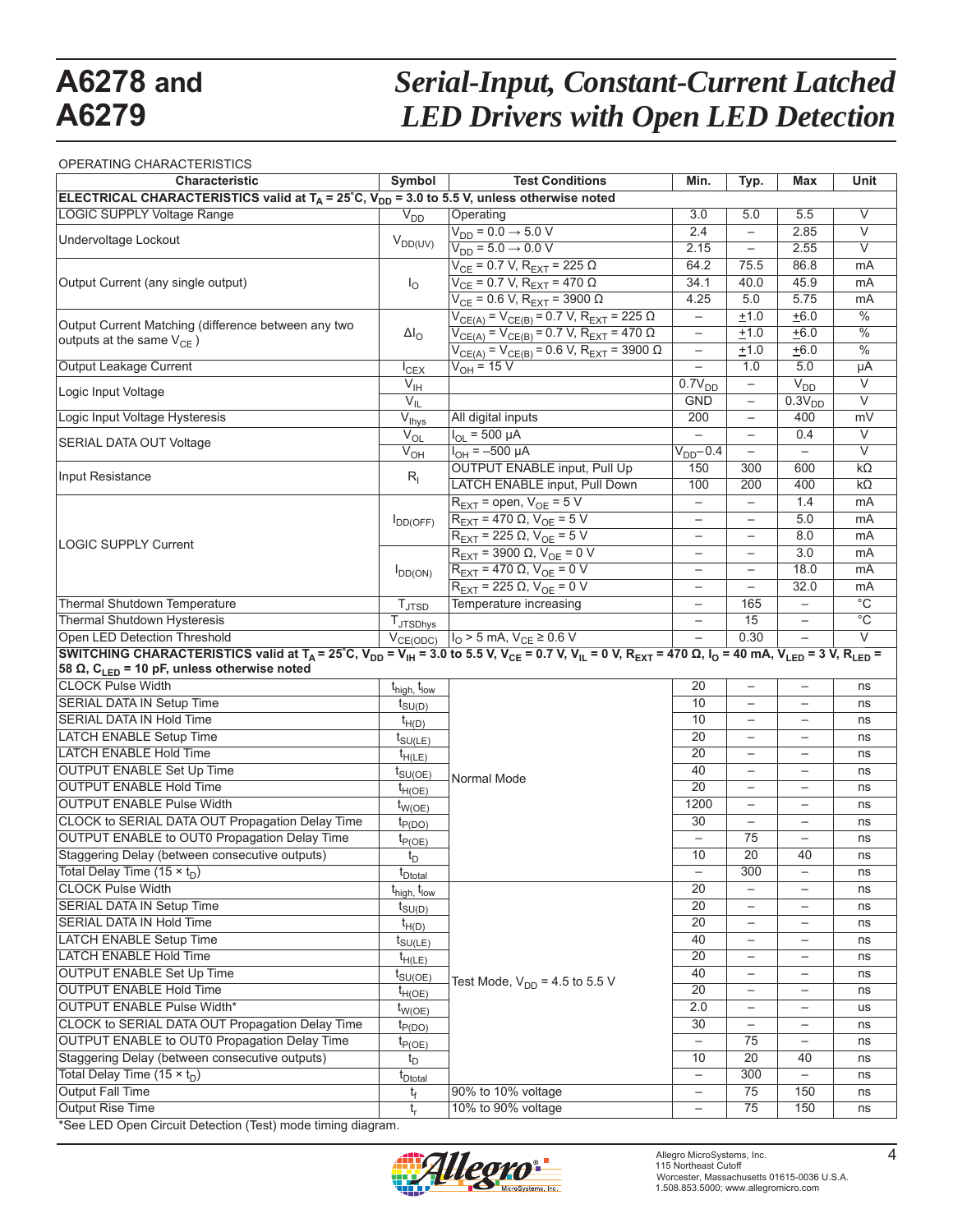OPERATING CHARACTERISTICS

| Characteristic | Symbol | Test Conditions | Min. | Typ. | Max | Unit |
|---|---|---|---|---|---|---|
| **ELECTRICAL CHARACTERISTICS valid at $T_A$ = 25°C, $V_{DD}$ = 3.0 to 5.5 V, unless otherwise noted** | | | | | | |
| LOGIC SUPPLY Voltage Range | $V_{DD}$ | Operating | 3.0 | 5.0 | 5.5 | V |
| Undervoltage Lockout | $V_{DD(UV)}$ | $V_{DD}$ = 0.0 → 5.0 V | 2.4 | – | 2.85 | V |
| | | $V_{DD}$ = 5.0 → 0.0 V | 2.15 | – | 2.55 | V |
| Output Current (any single output) | $I_O$ | $V_{CE}$ = 0.7 V, $R_{EXT}$ = 225 Ω | 64.2 | 75.5 | 86.8 | mA |
| | | $V_{CE}$ = 0.7 V, $R_{EXT}$ = 470 Ω | 34.1 | 40.0 | 45.9 | mA |
| | | $V_{CE}$ = 0.6 V, $R_{EXT}$ = 3900 Ω | 4.25 | 5.0 | 5.75 | mA |
| Output Current Matching (difference between any two outputs at the same $V_{CE}$ ) | $\Delta I_O$ | $V_{CE(A)}$ = $V_{CE(B)}$ = 0.7 V, $R_{EXT}$ = 225 Ω | – | ±1.0 | ±6.0 | % |
| | | $V_{CE(A)}$ = $V_{CE(B)}$ = 0.7 V, $R_{EXT}$ = 470 Ω | – | ±1.0 | ±6.0 | % |
| | | $V_{CE(A)}$ = $V_{CE(B)}$ = 0.6 V, $R_{EXT}$ = 3900 Ω | – | ±1.0 | ±6.0 | % |
| Output Leakage Current | $I_{CEX}$ | $V_{OH}$ = 15 V | – | 1.0 | 5.0 | µA |
| Logic Input Voltage | $V_{IH}$ | | $0.7V_{DD}$ | – | $V_{DD}$ | V |
| | $V_{IL}$ | | GND | – | $0.3V_{DD}$ | V |
| Logic Input Voltage Hysteresis | $V_{Ihys}$ | All digital inputs | 200 | – | 400 | mV |
| SERIAL DATA OUT Voltage | $V_{OL}$ | $I_{OL}$ = 500 µA | – | – | 0.4 | V |
| | $V_{OH}$ | $I_{OH}$ = –500 µA | $V_{DD}$–0.4 | – | – | V |
| Input Resistance | $R_I$ | OUTPUT ENABLE input, Pull Up | 150 | 300 | 600 | kΩ |
| | | LATCH ENABLE input, Pull Down | 100 | 200 | 400 | kΩ |
| LOGIC SUPPLY Current | $I_{DD(OFF)}$ | $R_{EXT}$ = open, $V_{OE}$ = 5 V | – | – | 1.4 | mA |
| | | $R_{EXT}$ = 470 Ω, $V_{OE}$ = 5 V | – | – | 5.0 | mA |
| | | $R_{EXT}$ = 225 Ω, $V_{OE}$ = 5 V | – | – | 8.0 | mA |
| | $I_{DD(ON)}$ | $R_{EXT}$ = 3900 Ω, $V_{OE}$ = 0 V | – | – | 3.0 | mA |
| | | $R_{EXT}$ = 470 Ω, $V_{OE}$ = 0 V | – | – | 18.0 | mA |
| | | $R_{EXT}$ = 225 Ω, $V_{OE}$ = 0 V | – | – | 32.0 | mA |
| Thermal Shutdown Temperature | $T_{JTSD}$ | Temperature increasing | – | 165 | – | °C |
| Thermal Shutdown Hysteresis | $T_{JTSDhys}$ | | – | 15 | – | °C |
| Open LED Detection Threshold | $V_{CE(ODC)}$ | $I_O$ > 5 mA, $V_{CE}$ ≥ 0.6 V | – | 0.30 | – | V |
| **SWITCHING CHARACTERISTICS valid at $T_A$ = 25°C, $V_{DD}$ = $V_{IH}$ = 3.0 to 5.5 V, $V_{CE}$ = 0.7 V, $V_{IL}$ = 0 V, $R_{EXT}$ = 470 Ω, $I_O$ = 40 mA, $V_{LED}$ = 3 V, $R_{LED}$ = 58 Ω, $C_{LED}$ = 10 pF, unless otherwise noted** | | | | | | |
| CLOCK Pulse Width | $t_{high}$, $t_{low}$ | Normal Mode | 20 | – | – | ns |
| SERIAL DATA IN Setup Time | $t_{SU(D)}$ | | 10 | – | – | ns |
| SERIAL DATA IN Hold Time | $t_{H(D)}$ | | 10 | – | – | ns |
| LATCH ENABLE Setup Time | $t_{SU(LE)}$ | | 20 | – | – | ns |
| LATCH ENABLE Hold Time | $t_{H(LE)}$ | | 20 | – | – | ns |
| OUTPUT ENABLE Set Up Time | $t_{SU(OE)}$ | | 40 | – | – | ns |
| OUTPUT ENABLE Hold Time | $t_{H(OE)}$ | | 20 | – | – | ns |
| OUTPUT ENABLE Pulse Width | $t_{W(OE)}$ | | 1200 | – | – | ns |
| CLOCK to SERIAL DATA OUT Propagation Delay Time | $t_{P(DO)}$ | | 30 | – | – | ns |
| OUTPUT ENABLE to OUT0 Propagation Delay Time | $t_{P(OE)}$ | | – | 75 | – | ns |
| Staggering Delay (between consecutive outputs) | $t_D$ | | 10 | 20 | 40 | ns |
| Total Delay Time (15 × $t_D$) | $t_{Dtotal}$ | | – | 300 | – | ns |
| CLOCK Pulse Width | $t_{high}$, $t_{low}$ | Test Mode, $V_{DD}$ = 4.5 to 5.5 V | 20 | – | – | ns |
| SERIAL DATA IN Setup Time | $t_{SU(D)}$ | | 20 | – | – | ns |
| SERIAL DATA IN Hold Time | $t_{H(D)}$ | | 20 | – | – | ns |
| LATCH ENABLE Setup Time | $t_{SU(LE)}$ | | 40 | – | – | ns |
| LATCH ENABLE Hold Time | $t_{H(LE)}$ | | 20 | – | – | ns |
| OUTPUT ENABLE Set Up Time | $t_{SU(OE)}$ | | 40 | – | – | ns |
| OUTPUT ENABLE Hold Time | $t_{H(OE)}$ | | 20 | – | – | ns |
| OUTPUT ENABLE Pulse Width* | $t_{W(OE)}$ | | 2.0 | – | – | us |
| CLOCK to SERIAL DATA OUT Propagation Delay Time | $t_{P(DO)}$ | | 30 | – | – | ns |
| OUTPUT ENABLE to OUT0 Propagation Delay Time | $t_{P(OE)}$ | | – | 75 | – | ns |
| Staggering Delay (between consecutive outputs) | $t_D$ | | 10 | 20 | 40 | ns |
| Total Delay Time (15 × $t_D$) | $t_{Dtotal}$ | | – | 300 | – | ns |
| Output Fall Time | $t_f$ | 90% to 10% voltage | – | 75 | 150 | ns |
| Output Rise Time | $t_r$ | 10% to 90% voltage | – | 75 | 150 | ns |

*See LED Open Circuit Detection (Test) mode timing diagram.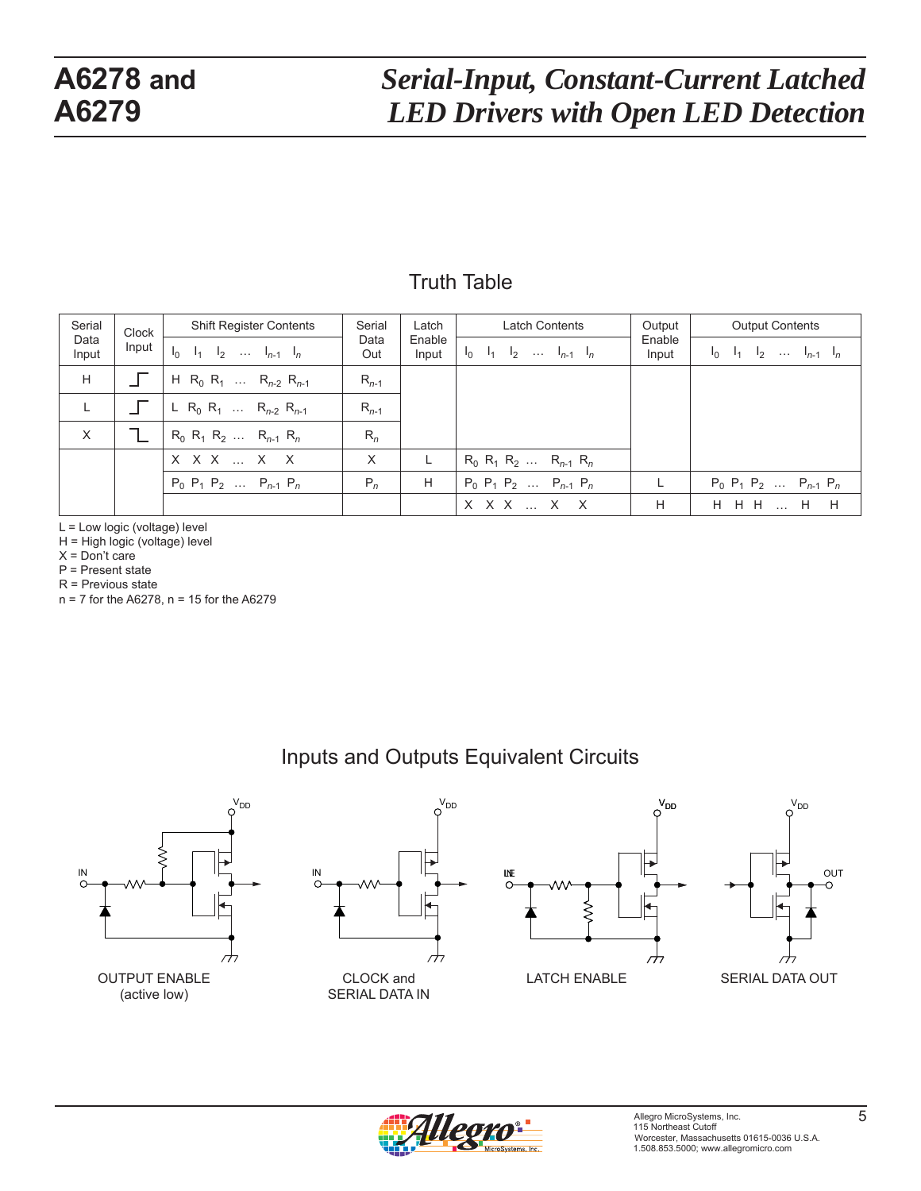## Truth Table

| Serial Data Input | Clock Input | Shift Register Contents $I_0$ $I_1$ $I_2$ … $I_{n-1}$ $I_n$ | Serial Data Out | Latch Enable Input | Latch Contents $I_0$ $I_1$ $I_2$ … $I_{n-1}$ $I_n$ | Output Enable Input | Output Contents $I_0$ $I_1$ $I_2$ … $I_{n-1}$ $I_n$ |
|---|---|---|---|---|---|---|---|
| H | ↑ | H $R_0$ $R_1$ … $R_{n-2}$ $R_{n-1}$ | $R_{n-1}$ | | | | |
| L | ↑ | L $R_0$ $R_1$ … $R_{n-2}$ $R_{n-1}$ | $R_{n-1}$ | | | | |
| X | ↓ | $R_0$ $R_1$ $R_2$ … $R_{n-1}$ $R_n$ | $R_n$ | | | | |
| | | X X X … X X | X | L | $R_0$ $R_1$ $R_2$ … $R_{n-1}$ $R_n$ | | |
| | | $P_0$ $P_1$ $P_2$ … $P_{n-1}$ $P_n$ | $P_n$ | H | $P_0$ $P_1$ $P_2$ … $P_{n-1}$ $P_n$ | L | $P_0$ $P_1$ $P_2$ … $P_{n-1}$ $P_n$ |
| | | | | | X X X … X X | H | H H H … H H |

L = Low logic (voltage) level
H = High logic (voltage) level
X = Don't care
P = Present state
R = Previous state
n = 7 for the A6278, n = 15 for the A6279

## Inputs and Outputs Equivalent Circuits

OUTPUT ENABLE (active low)

CLOCK and SERIAL DATA IN

LATCH ENABLE

SERIAL DATA OUT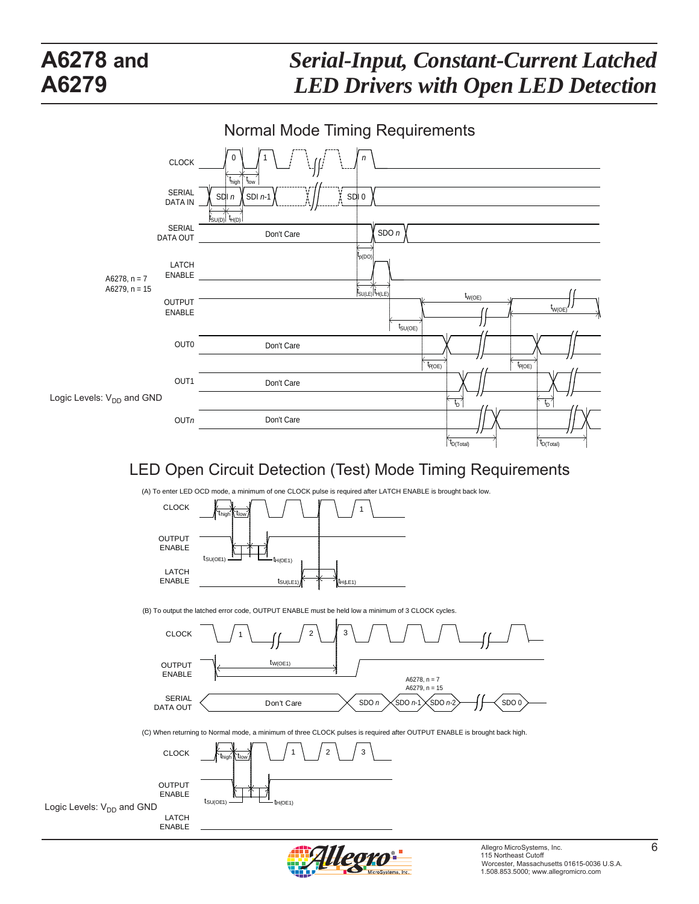## Normal Mode Timing Requirements

CLOCK, SERIAL DATA IN, SERIAL DATA OUT, LATCH ENABLE, OUTPUT ENABLE, OUT0, OUT1, OUTn

A6278, n = 7
A6279, n = 15

Logic Levels: $V_{DD}$ and GND

## LED Open Circuit Detection (Test) Mode Timing Requirements

(A) To enter LED OCD mode, a minimum of one CLOCK pulse is required after LATCH ENABLE is brought back low.

(B) To output the latched error code, OUTPUT ENABLE must be held low a minimum of 3 CLOCK cycles.

A6278, n = 7
A6279, n = 15

(C) When returning to Normal mode, a minimum of three CLOCK pulses is required after OUTPUT ENABLE is brought back high.

Logic Levels: $V_{DD}$ and GND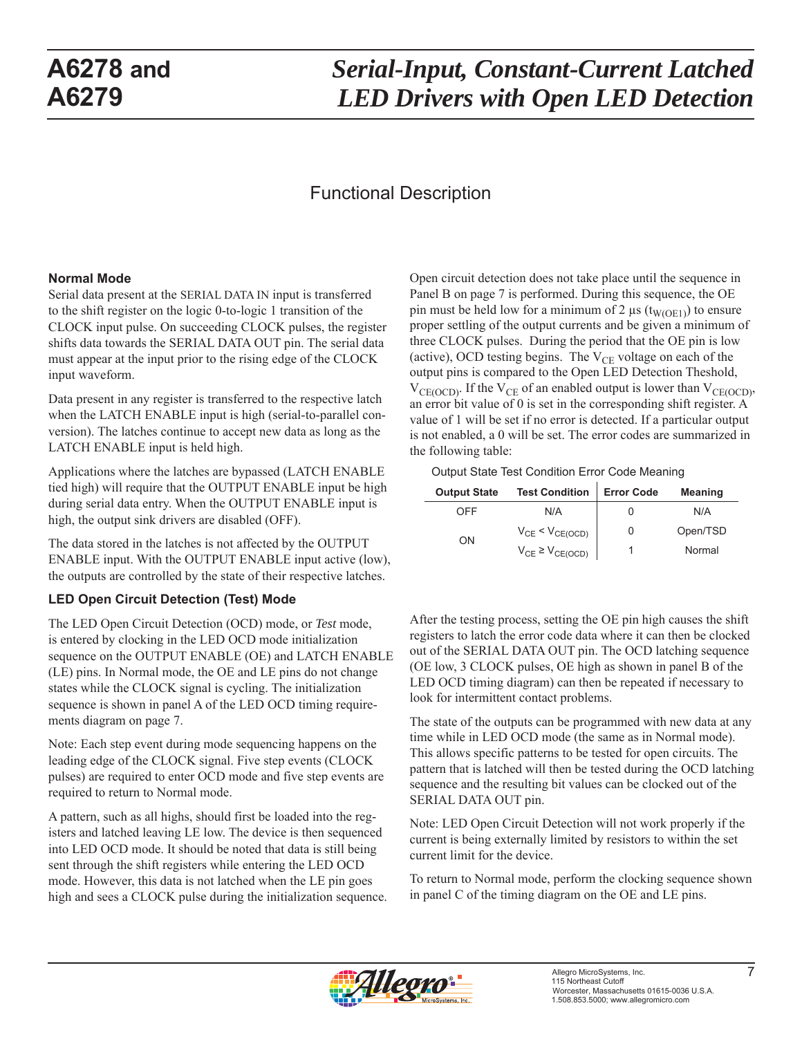# Functional Description

### Normal Mode

Serial data present at the SERIAL DATA IN input is transferred to the shift register on the logic 0-to-logic 1 transition of the CLOCK input pulse. On succeeding CLOCK pulses, the register shifts data towards the SERIAL DATA OUT pin. The serial data must appear at the input prior to the rising edge of the CLOCK input waveform.

Data present in any register is transferred to the respective latch when the LATCH ENABLE input is high (serial-to-parallel conversion). The latches continue to accept new data as long as the LATCH ENABLE input is held high.

Applications where the latches are bypassed (LATCH ENABLE tied high) will require that the OUTPUT ENABLE input be high during serial data entry. When the OUTPUT ENABLE input is high, the output sink drivers are disabled (OFF).

The data stored in the latches is not affected by the OUTPUT ENABLE input. With the OUTPUT ENABLE input active (low), the outputs are controlled by the state of their respective latches.

### LED Open Circuit Detection (Test) Mode

The LED Open Circuit Detection (OCD) mode, or *Test* mode, is entered by clocking in the LED OCD mode initialization sequence on the OUTPUT ENABLE (OE) and LATCH ENABLE (LE) pins. In Normal mode, the OE and LE pins do not change states while the CLOCK signal is cycling. The initialization sequence is shown in panel A of the LED OCD timing requirements diagram on page 7.

Note: Each step event during mode sequencing happens on the leading edge of the CLOCK signal. Five step events (CLOCK pulses) are required to enter OCD mode and five step events are required to return to Normal mode.

A pattern, such as all highs, should first be loaded into the registers and latched leaving LE low. The device is then sequenced into LED OCD mode. It should be noted that data is still being sent through the shift registers while entering the LED OCD mode. However, this data is not latched when the LE pin goes high and sees a CLOCK pulse during the initialization sequence.

Open circuit detection does not take place until the sequence in Panel B on page 7 is performed. During this sequence, the OE pin must be held low for a minimum of 2 µs ($t_{W(OE1)}$) to ensure proper settling of the output currents and be given a minimum of three CLOCK pulses. During the period that the OE pin is low (active), OCD testing begins. The $V_{CE}$ voltage on each of the output pins is compared to the Open LED Detection Theshold, $V_{CE(OCD)}$. If the $V_{CE}$ of an enabled output is lower than $V_{CE(OCD)}$, an error bit value of 0 is set in the corresponding shift register. A value of 1 will be set if no error is detected. If a particular output is not enabled, a 0 will be set. The error codes are summarized in the following table:

Output State Test Condition Error Code Meaning

| Output State | Test Condition | Error Code | Meaning |
|---|---|---|---|
| OFF | N/A | 0 | N/A |
| ON | $V_{CE} < V_{CE(OCD)}$ | 0 | Open/TSD |
| | $V_{CE} \geq V_{CE(OCD)}$ | 1 | Normal |

After the testing process, setting the OE pin high causes the shift registers to latch the error code data where it can then be clocked out of the SERIAL DATA OUT pin. The OCD latching sequence (OE low, 3 CLOCK pulses, OE high as shown in panel B of the LED OCD timing diagram) can then be repeated if necessary to look for intermittent contact problems.

The state of the outputs can be programmed with new data at any time while in LED OCD mode (the same as in Normal mode). This allows specific patterns to be tested for open circuits. The pattern that is latched will then be tested during the OCD latching sequence and the resulting bit values can be clocked out of the SERIAL DATA OUT pin.

Note: LED Open Circuit Detection will not work properly if the current is being externally limited by resistors to within the set current limit for the device.

To return to Normal mode, perform the clocking sequence shown in panel C of the timing diagram on the OE and LE pins.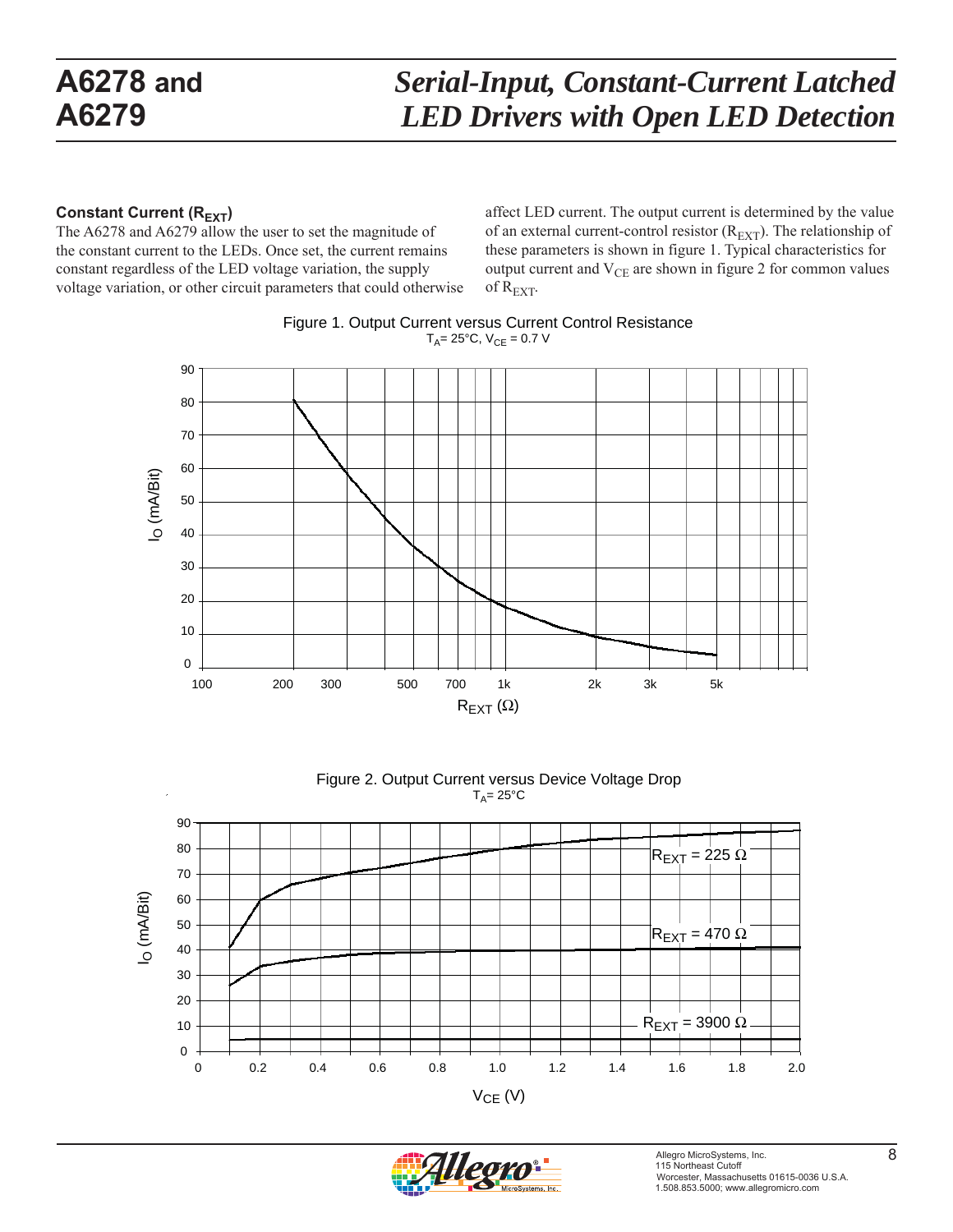### Constant Current ($R_{EXT}$)

The A6278 and A6279 allow the user to set the magnitude of the constant current to the LEDs. Once set, the current remains constant regardless of the LED voltage variation, the supply voltage variation, or other circuit parameters that could otherwise affect LED current. The output current is determined by the value of an external current-control resistor ($R_{EXT}$). The relationship of these parameters is shown in figure 1. Typical characteristics for output current and $V_{CE}$ are shown in figure 2 for common values of $R_{EXT}$.

Figure 1. Output Current versus Current Control Resistance

$T_A = 25°C$, $V_{CE} = 0.7$ V

Figure 2. Output Current versus Device Voltage Drop

$T_A = 25°C$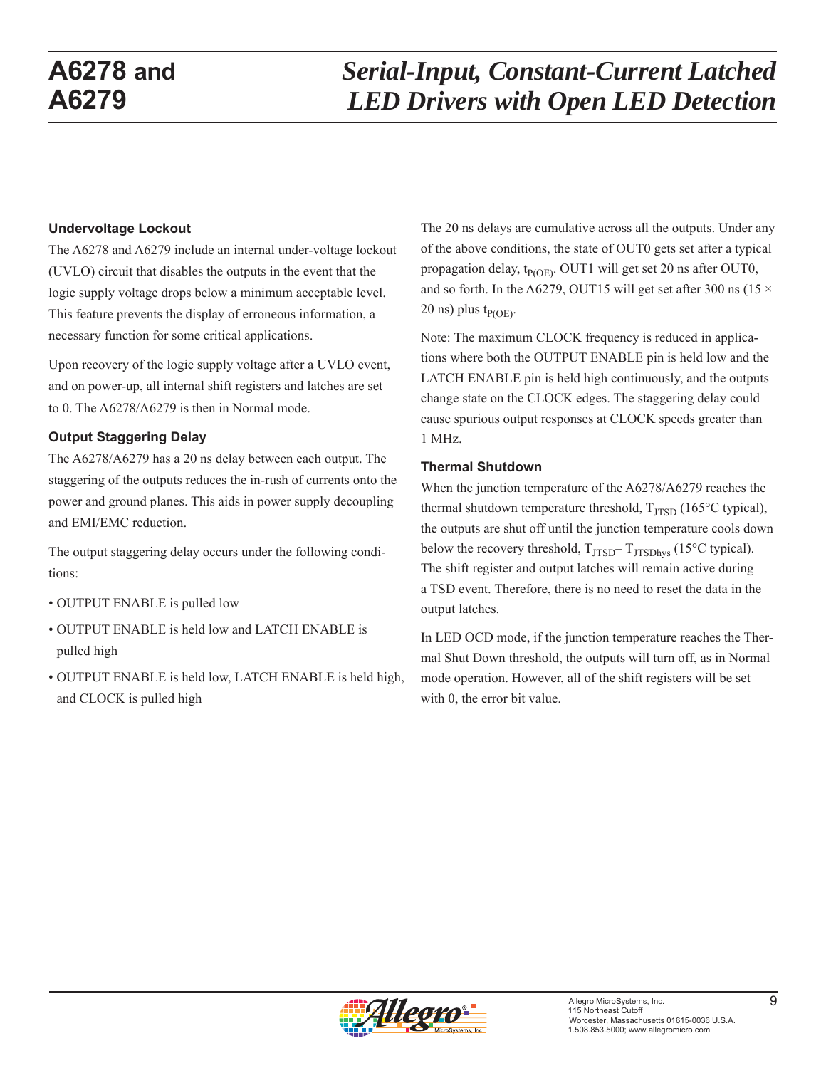### Undervoltage Lockout

The A6278 and A6279 include an internal under-voltage lockout (UVLO) circuit that disables the outputs in the event that the logic supply voltage drops below a minimum acceptable level. This feature prevents the display of erroneous information, a necessary function for some critical applications.

Upon recovery of the logic supply voltage after a UVLO event, and on power-up, all internal shift registers and latches are set to 0. The A6278/A6279 is then in Normal mode.

### Output Staggering Delay

The A6278/A6279 has a 20 ns delay between each output. The staggering of the outputs reduces the in-rush of currents onto the power and ground planes. This aids in power supply decoupling and EMI/EMC reduction.

The output staggering delay occurs under the following conditions:

- OUTPUT ENABLE is pulled low
- OUTPUT ENABLE is held low and LATCH ENABLE is pulled high
- OUTPUT ENABLE is held low, LATCH ENABLE is held high, and CLOCK is pulled high

The 20 ns delays are cumulative across all the outputs. Under any of the above conditions, the state of OUT0 gets set after a typical propagation delay, $t_{P(OE)}$. OUT1 will get set 20 ns after OUT0, and so forth. In the A6279, OUT15 will get set after 300 ns ($15 \times$ 20 ns) plus $t_{P(OE)}$.

Note: The maximum CLOCK frequency is reduced in applications where both the OUTPUT ENABLE pin is held low and the LATCH ENABLE pin is held high continuously, and the outputs change state on the CLOCK edges. The staggering delay could cause spurious output responses at CLOCK speeds greater than 1 MHz.

### Thermal Shutdown

When the junction temperature of the A6278/A6279 reaches the thermal shutdown temperature threshold, $T_{JTSD}$ (165°C typical), the outputs are shut off until the junction temperature cools down below the recovery threshold, $T_{JTSD} - T_{JTSDhys}$ (15°C typical). The shift register and output latches will remain active during a TSD event. Therefore, there is no need to reset the data in the output latches.

In LED OCD mode, if the junction temperature reaches the Thermal Shut Down threshold, the outputs will turn off, as in Normal mode operation. However, all of the shift registers will be set with 0, the error bit value.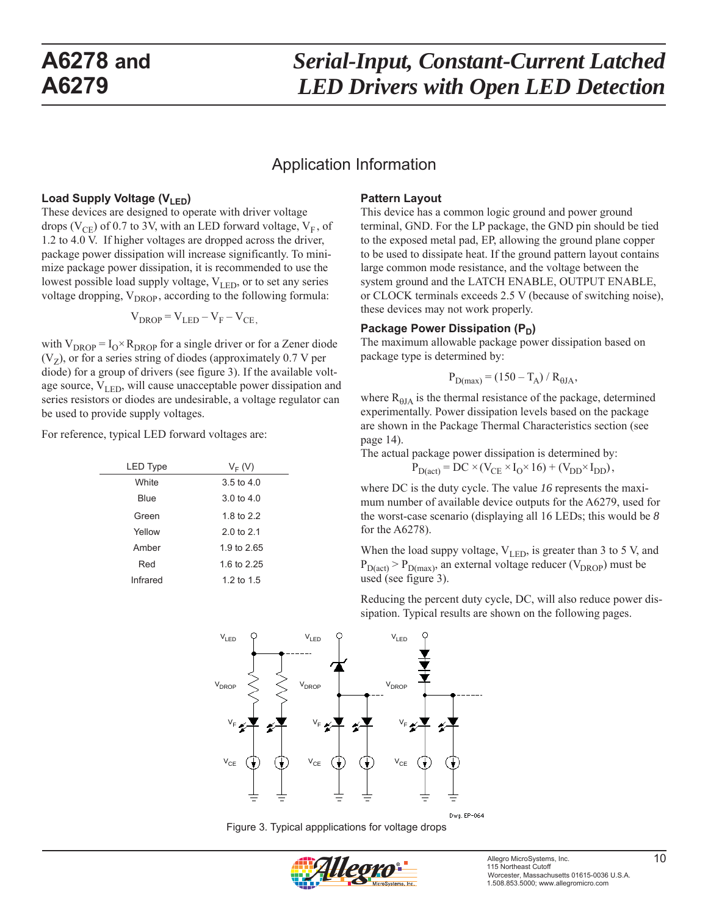## Application Information

### Load Supply Voltage ($V_{LED}$)

These devices are designed to operate with driver voltage drops ($V_{CE}$) of 0.7 to 3V, with an LED forward voltage, $V_F$, of 1.2 to 4.0 V. If higher voltages are dropped across the driver, package power dissipation will increase significantly. To minimize package power dissipation, it is recommended to use the lowest possible load supply voltage, $V_{LED}$, or to set any series voltage dropping, $V_{DROP}$, according to the following formula:

$$V_{DROP} = V_{LED} - V_F - V_{CE},$$

with $V_{DROP} = I_O \times R_{DROP}$ for a single driver or for a Zener diode ($V_Z$), or for a series string of diodes (approximately 0.7 V per diode) for a group of drivers (see figure 3). If the available voltage source, $V_{LED}$, will cause unacceptable power dissipation and series resistors or diodes are undesirable, a voltage regulator can be used to provide supply voltages.

For reference, typical LED forward voltages are:

| LED Type | $V_F$ (V) |
|---|---|
| White | 3.5 to 4.0 |
| Blue | 3.0 to 4.0 |
| Green | 1.8 to 2.2 |
| Yellow | 2.0 to 2.1 |
| Amber | 1.9 to 2.65 |
| Red | 1.6 to 2.25 |
| Infrared | 1.2 to 1.5 |

### Pattern Layout

This device has a common logic ground and power ground terminal, GND. For the LP package, the GND pin should be tied to the exposed metal pad, EP, allowing the ground plane copper to be used to dissipate heat. If the ground pattern layout contains large common mode resistance, and the voltage between the system ground and the LATCH ENABLE, OUTPUT ENABLE, or CLOCK terminals exceeds 2.5 V (because of switching noise), these devices may not work properly.

### Package Power Dissipation ($P_D$)

The maximum allowable package power dissipation based on package type is determined by:

$$P_{D(max)} = (150 - T_A) / R_{\theta JA},$$

where $R_{\theta JA}$ is the thermal resistance of the package, determined experimentally. Power dissipation levels based on the package are shown in the Package Thermal Characteristics section (see page 14).

The actual package power dissipation is determined by:

$$P_{D(act)} = DC \times (V_{CE} \times I_O \times 16) + (V_{DD} \times I_{DD}),$$

where DC is the duty cycle. The value *16* represents the maximum number of available device outputs for the A6279, used for the worst-case scenario (displaying all 16 LEDs; this would be *8* for the A6278).

When the load suppy voltage, $V_{LED}$, is greater than 3 to 5 V, and $P_{D(act)} > P_{D(max)}$, an external voltage reducer ($V_{DROP}$) must be used (see figure 3).

Reducing the percent duty cycle, DC, will also reduce power dissipation. Typical results are shown on the following pages.

Figure 3. Typical appplications for voltage drops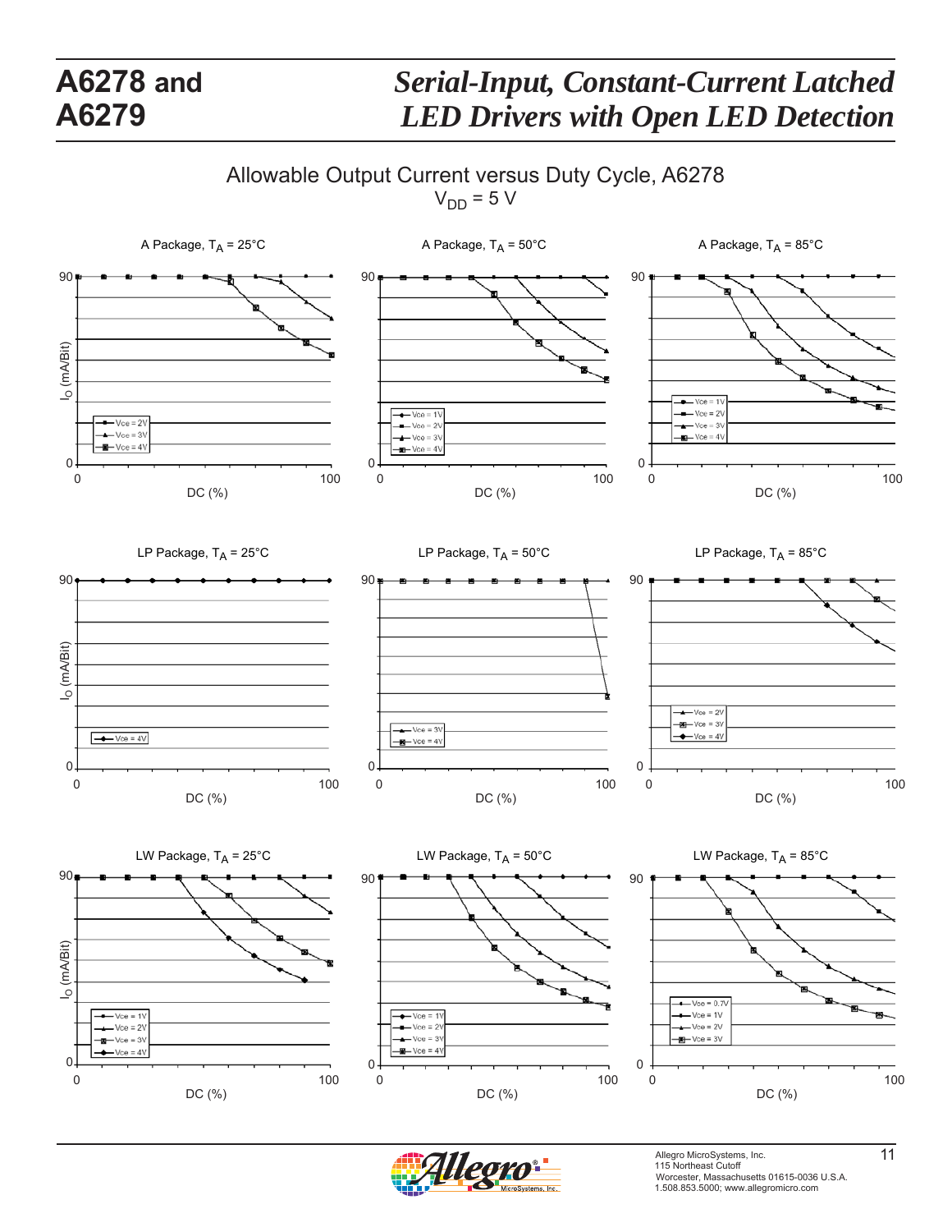## Allowable Output Current versus Duty Cycle, A6278

$V_{DD}$ = 5 V

A Package, $T_A$ = 25°C

A Package, $T_A$ = 50°C

A Package, $T_A$ = 85°C

LP Package, $T_A$ = 25°C

LP Package, $T_A$ = 50°C

LP Package, $T_A$ = 85°C

LW Package, $T_A$ = 25°C

LW Package, $T_A$ = 50°C

LW Package, $T_A$ = 85°C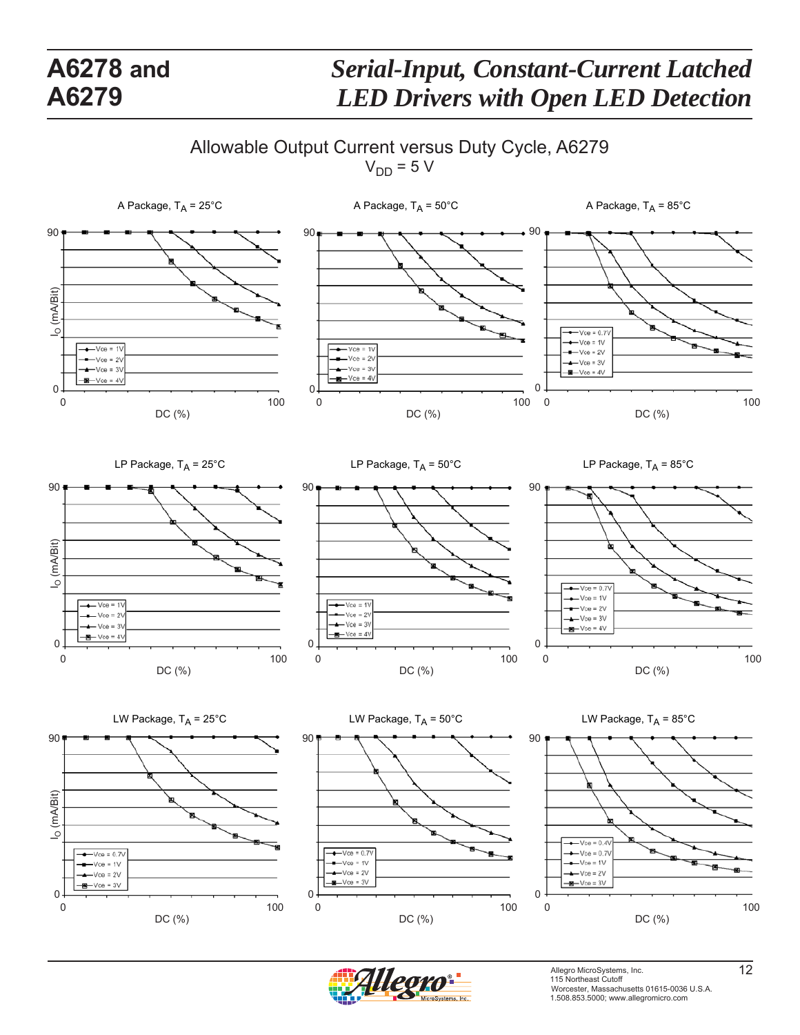## Allowable Output Current versus Duty Cycle, A6279

$V_{DD}$ = 5 V

A Package, $T_A$ = 25°C

A Package, $T_A$ = 50°C

A Package, $T_A$ = 85°C

LP Package, $T_A$ = 25°C

LP Package, $T_A$ = 50°C

LP Package, $T_A$ = 85°C

LW Package, $T_A$ = 25°C

LW Package, $T_A$ = 50°C

LW Package, $T_A$ = 85°C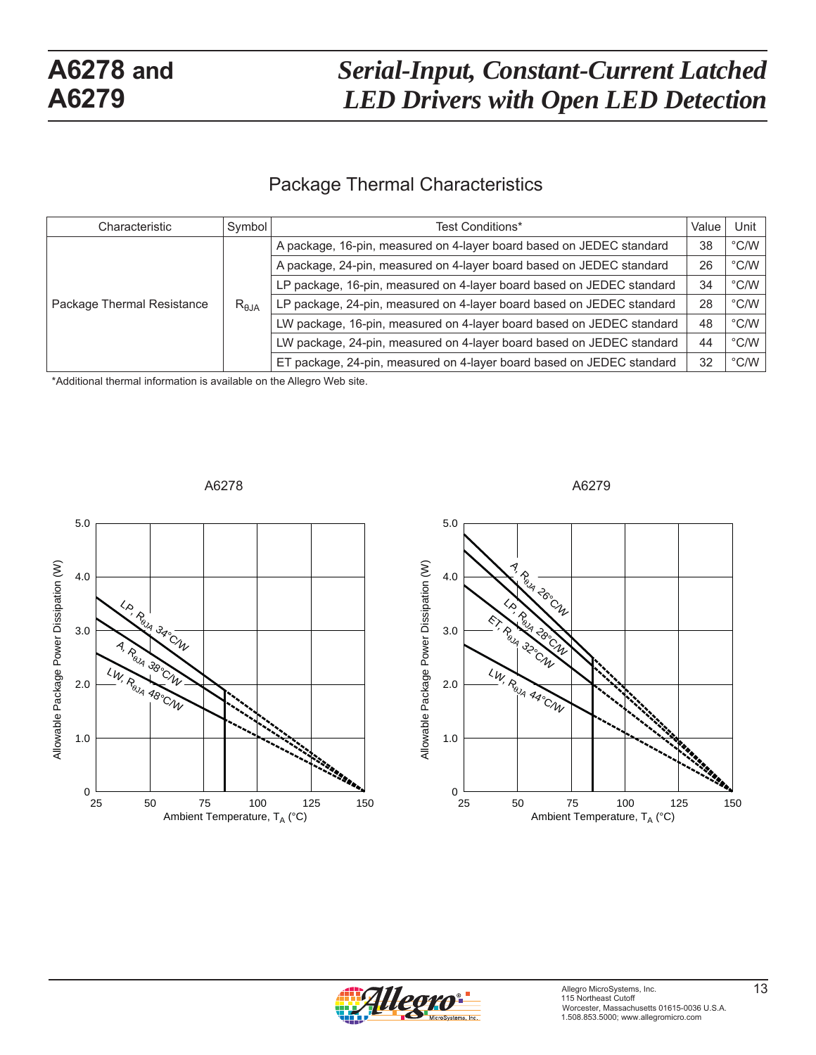## Package Thermal Characteristics

| Characteristic | Symbol | Test Conditions* | Value | Unit |
|---|---|---|---|---|
| Package Thermal Resistance | $R_{\theta JA}$ | A package, 16-pin, measured on 4-layer board based on JEDEC standard | 38 | °C/W |
| | | A package, 24-pin, measured on 4-layer board based on JEDEC standard | 26 | °C/W |
| | | LP package, 16-pin, measured on 4-layer board based on JEDEC standard | 34 | °C/W |
| | | LP package, 24-pin, measured on 4-layer board based on JEDEC standard | 28 | °C/W |
| | | LW package, 16-pin, measured on 4-layer board based on JEDEC standard | 48 | °C/W |
| | | LW package, 24-pin, measured on 4-layer board based on JEDEC standard | 44 | °C/W |
| | | ET package, 24-pin, measured on 4-layer board based on JEDEC standard | 32 | °C/W |

*Additional thermal information is available on the Allegro Web site.

A6278

Allowable Package Power Dissipation (W) vs. Ambient Temperature, $T_A$ (°C): LP, $R_{\theta JA}$ 34°C/W; A, $R_{\theta JA}$ 38°C/W; LW, $R_{\theta JA}$ 48°C/W

A6279

Allowable Package Power Dissipation (W) vs. Ambient Temperature, $T_A$ (°C): A, $R_{\theta JA}$ 26°C/W; LP, $R_{\theta JA}$ 28°C/W; ET, $R_{\theta JA}$ 32°C/W; LW, $R_{\theta JA}$ 44°C/W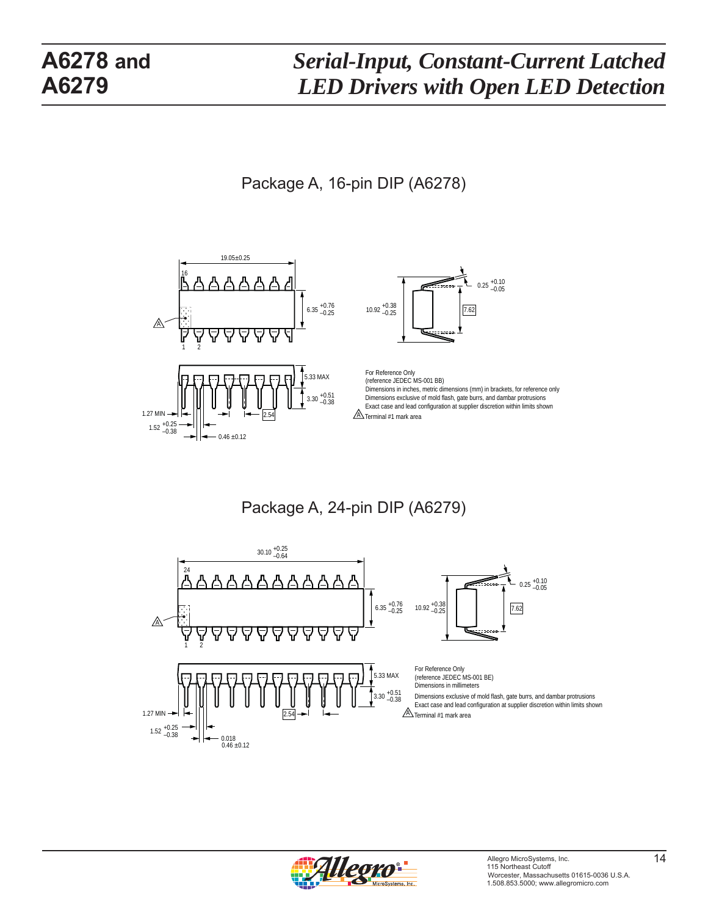## Package A, 16-pin DIP (A6278)

19.05±0.25

16

1 2

6.35 +0.76 −0.25

10.92 +0.38 −0.25

0.25 +0.10 −0.05

7.62

5.33 MAX

3.30 +0.51 −0.38

1.27 MIN

1.52 +0.25 −0.38

2.54

0.46 ±0.12

For Reference Only
(reference JEDEC MS-001 BB)
Dimensions in inches, metric dimensions (mm) in brackets, for reference only
Dimensions exclusive of mold flash, gate burrs, and dambar protrusions
Exact case and lead configuration at supplier discretion within limits shown

A Terminal #1 mark area

## Package A, 24-pin DIP (A6279)

30.10 +0.25 −0.64

24

1 2

6.35 +0.76 −0.25

10.92 +0.38 −0.25

0.25 +0.10 −0.05

7.62

5.33 MAX

3.30 +0.51 −0.38

1.27 MIN

1.52 +0.25 −0.38

2.54

0.018
0.46 ±0.12

For Reference Only
(reference JEDEC MS-001 BE)
Dimensions in millimeters
Dimensions exclusive of mold flash, gate burrs, and dambar protrusions
Exact case and lead configuration at supplier discretion within limits shown

A Terminal #1 mark area

Allegro MicroSystems, Inc.
115 Northeast Cutoff
Worcester, Massachusetts 01615-0036 U.S.A.
1.508.853.5000; www.allegromicro.com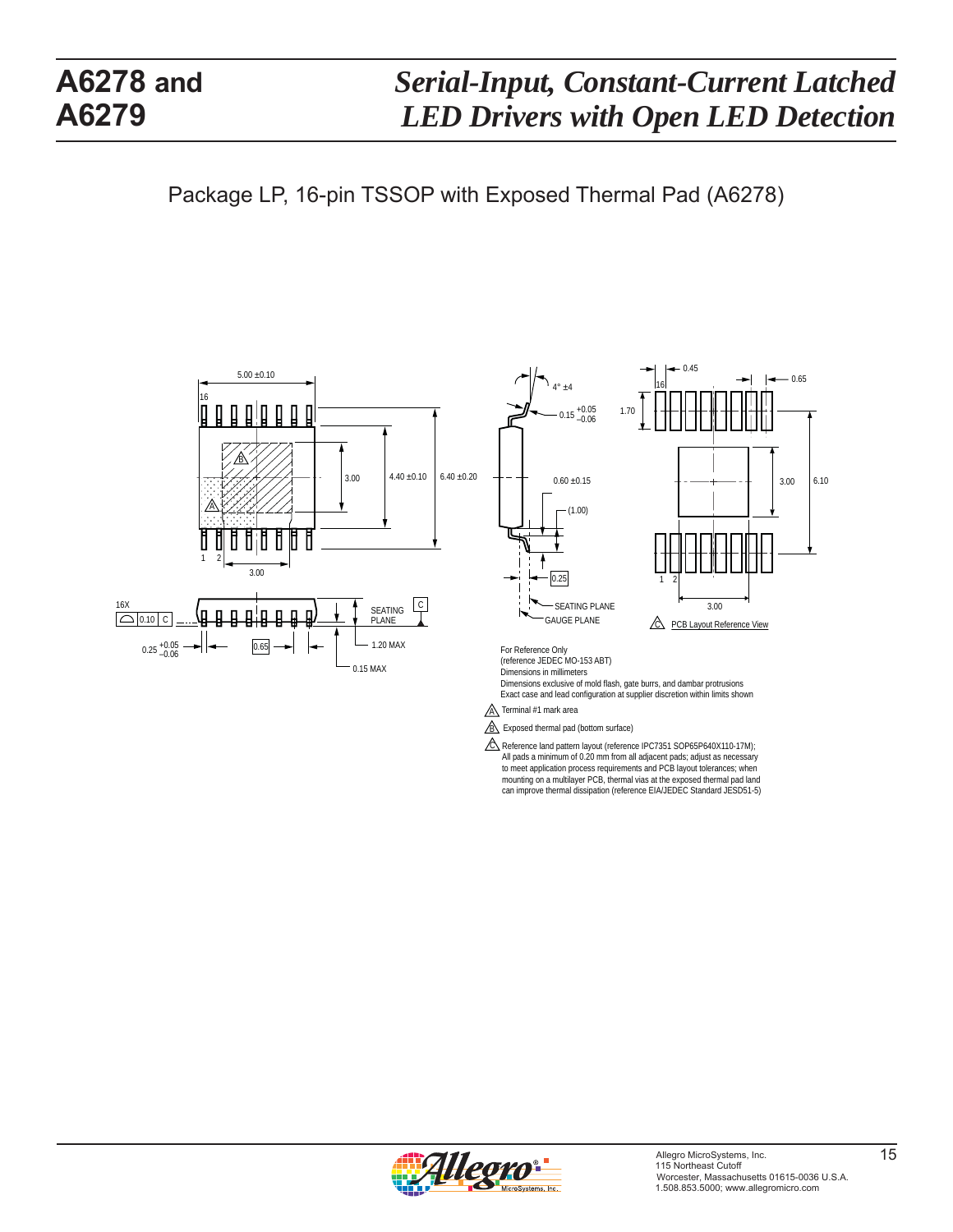## Package LP, 16-pin TSSOP with Exposed Thermal Pad (A6278)

For Reference Only
(reference JEDEC MO-153 ABT)
Dimensions in millimeters
Dimensions exclusive of mold flash, gate burrs, and dambar protrusions
Exact case and lead configuration at supplier discretion within limits shown

A Terminal #1 mark area

B Exposed thermal pad (bottom surface)

C Reference land pattern layout (reference IPC7351 SOP65P640X110-17M); All pads a minimum of 0.20 mm from all adjacent pads; adjust as necessary to meet application process requirements and PCB layout tolerances; when mounting on a multilayer PCB, thermal vias at the exposed thermal pad land can improve thermal dissipation (reference EIA/JEDEC Standard JESD51-5)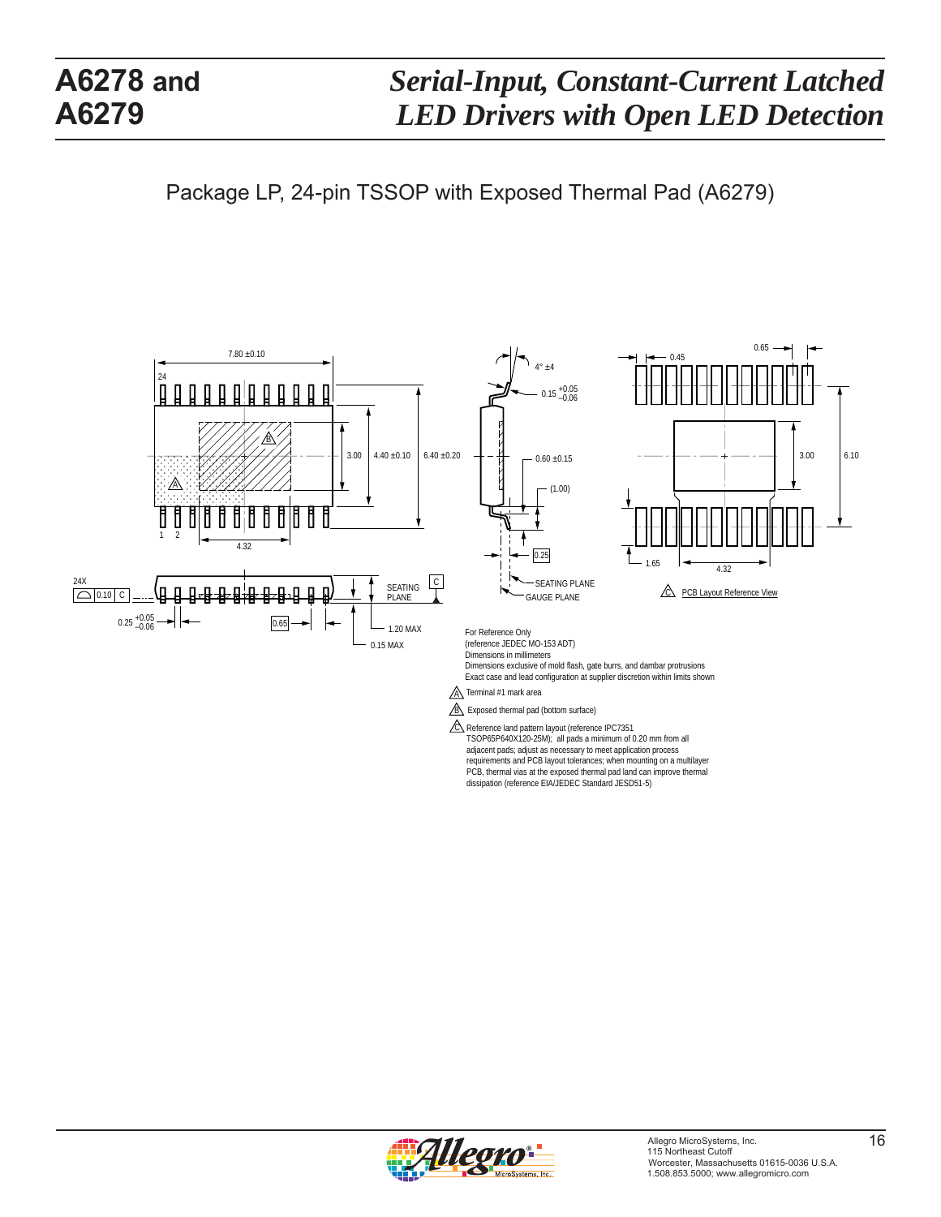## Package LP, 24-pin TSSOP with Exposed Thermal Pad (A6279)

For Reference Only
(reference JEDEC MO-153 ADT)
Dimensions in millimeters
Dimensions exclusive of mold flash, gate burrs, and dambar protrusions
Exact case and lead configuration at supplier discretion within limits shown

A Terminal #1 mark area

B Exposed thermal pad (bottom surface)

C Reference land pattern layout (reference IPC7351 TSOP65P640X120-25M); all pads a minimum of 0.20 mm from all adjacent pads; adjust as necessary to meet application process requirements and PCB layout tolerances; when mounting on a multilayer PCB, thermal vias at the exposed thermal pad land can improve thermal dissipation (reference EIA/JEDEC Standard JESD51-5)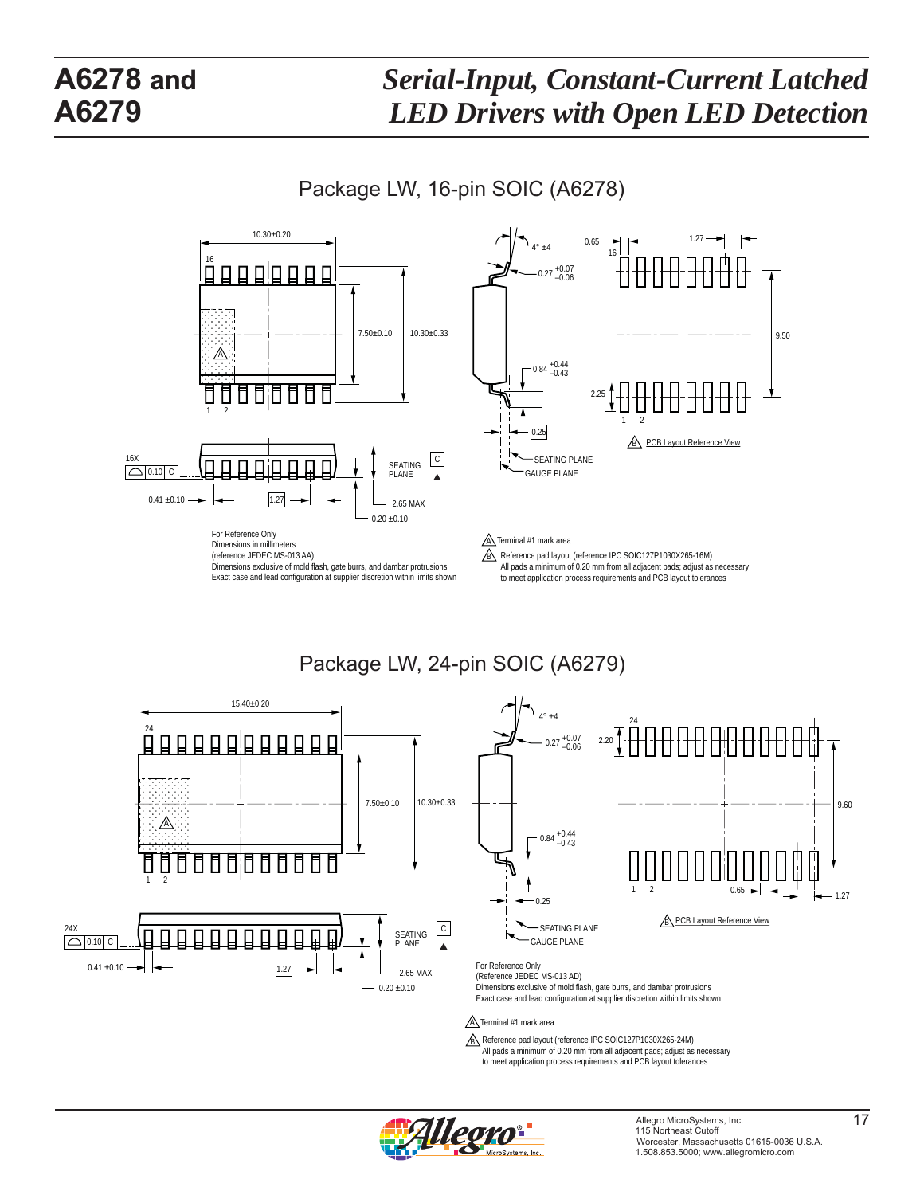## Package LW, 16-pin SOIC (A6278)

For Reference Only
Dimensions in millimeters
(reference JEDEC MS-013 AA)
Dimensions exclusive of mold flash, gate burrs, and dambar protrusions
Exact case and lead configuration at supplier discretion within limits shown

A Terminal #1 mark area

B Reference pad layout (reference IPC SOIC127P1030X265-16M)
All pads a minimum of 0.20 mm from all adjacent pads; adjust as necessary to meet application process requirements and PCB layout tolerances

## Package LW, 24-pin SOIC (A6279)

For Reference Only
(Reference JEDEC MS-013 AD)
Dimensions exclusive of mold flash, gate burrs, and dambar protrusions
Exact case and lead configuration at supplier discretion within limits shown

A Terminal #1 mark area

B Reference pad layout (reference IPC SOIC127P1030X265-24M)
All pads a minimum of 0.20 mm from all adjacent pads; adjust as necessary to meet application process requirements and PCB layout tolerances

Allegro MicroSystems, Inc.
115 Northeast Cutoff
Worcester, Massachusetts 01615-0036 U.S.A.
1.508.853.5000; www.allegromicro.com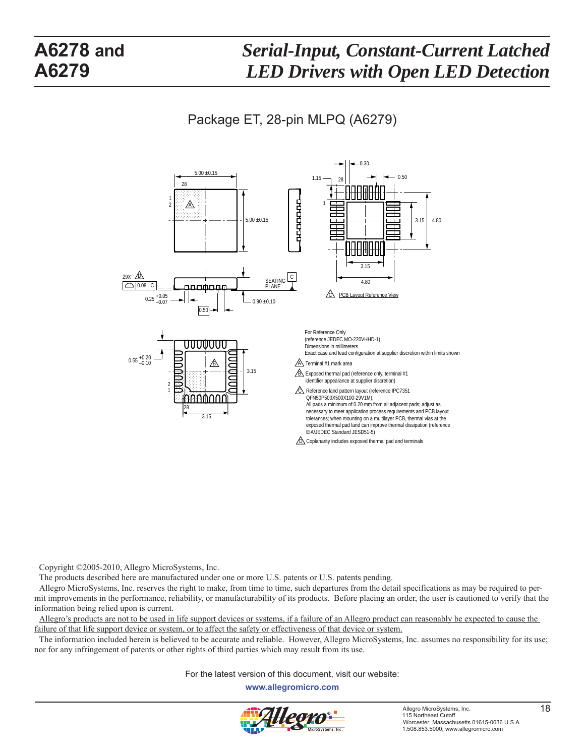## Package ET, 28-pin MLPQ (A6279)

5.00 ±0.15

28

1

2

A

5.00 ±0.15

0.30

1.15

28

0.50

1

3.15

4.80

3.15

4.80

C PCB Layout Reference View

29X D

0.08 C

SEATING PLANE

C

0.25 +0.05 –0.07

0.90 ±0.10

0.50

0.55 +0.20 –0.10

B

3.15

2

1

28

3.15

For Reference Only
(reference JEDEC MO-220VHHD-1)
Dimensions in millimeters
Exact case and lead configuration at supplier discretion within limits shown

A Terminal #1 mark area

B Exposed thermal pad (reference only, terminal #1 identifier appearance at supplier discretion)

C Reference land pattern layout (reference IPC7351 QFN50P500X500X100-29V1M);
All pads a minimum of 0.20 mm from all adjacent pads; adjust as necessary to meet application process requirements and PCB layout tolerances; when mounting on a multilayer PCB, thermal vias at the exposed thermal pad land can improve thermal dissipation (reference EIA/JEDEC Standard JESD51-5)

D Coplanarity includes exposed thermal pad and terminals

Copyright ©2005-2010, Allegro MicroSystems, Inc.

The products described here are manufactured under one or more U.S. patents or U.S. patents pending.

Allegro MicroSystems, Inc. reserves the right to make, from time to time, such departures from the detail specifications as may be required to permit improvements in the performance, reliability, or manufacturability of its products. Before placing an order, the user is cautioned to verify that the information being relied upon is current.

Allegro's products are not to be used in life support devices or systems, if a failure of an Allegro product can reasonably be expected to cause the failure of that life support device or system, or to affect the safety or effectiveness of that device or system.

The information included herein is believed to be accurate and reliable. However, Allegro MicroSystems, Inc. assumes no responsibility for its use; nor for any infringement of patents or other rights of third parties which may result from its use.

For the latest version of this document, visit our website:

**www.allegromicro.com**

Allegro MicroSystems, Inc.
115 Northeast Cutoff
Worcester, Massachusetts 01615-0036 U.S.A.
1.508.853.5000; www.allegromicro.com